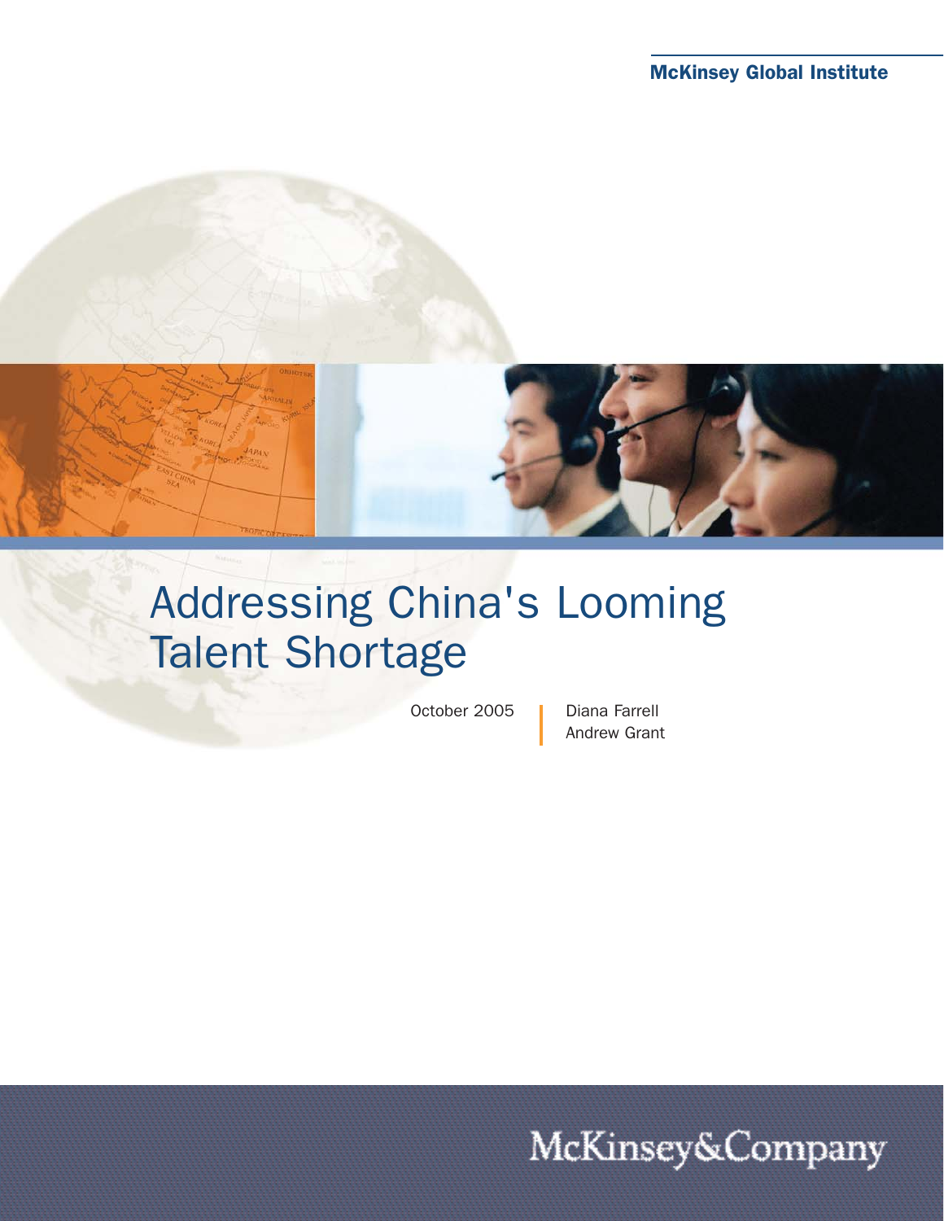McKinsey Global Institute

# Addressing China's Looming Talent Shortage

October 2005

Diana Farrell
Andrew Grant

McKinsey&Company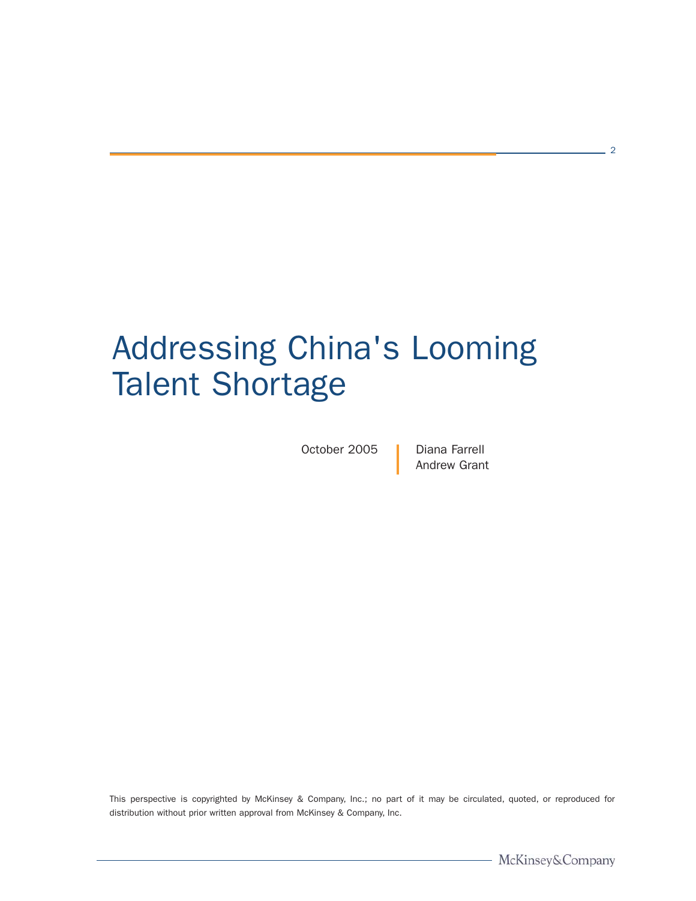# Addressing China's Looming Talent Shortage

October 2005

Diana Farrell
Andrew Grant

This perspective is copyrighted by McKinsey & Company, Inc.; no part of it may be circulated, quoted, or reproduced for distribution without prior written approval from McKinsey & Company, Inc.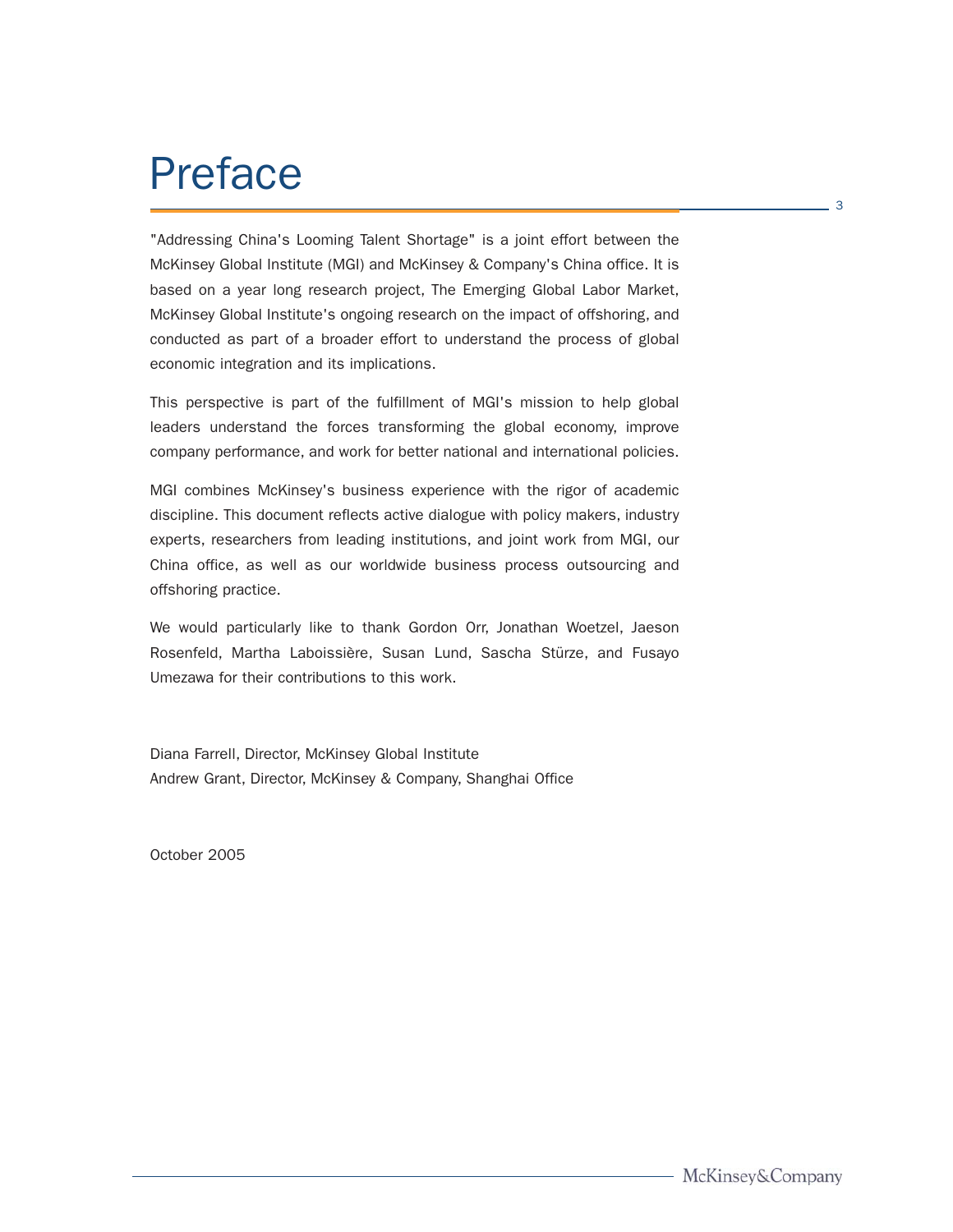# Preface

"Addressing China's Looming Talent Shortage" is a joint effort between the McKinsey Global Institute (MGI) and McKinsey & Company's China office. It is based on a year long research project, The Emerging Global Labor Market, McKinsey Global Institute's ongoing research on the impact of offshoring, and conducted as part of a broader effort to understand the process of global economic integration and its implications.

This perspective is part of the fulfillment of MGI's mission to help global leaders understand the forces transforming the global economy, improve company performance, and work for better national and international policies.

MGI combines McKinsey's business experience with the rigor of academic discipline. This document reflects active dialogue with policy makers, industry experts, researchers from leading institutions, and joint work from MGI, our China office, as well as our worldwide business process outsourcing and offshoring practice.

We would particularly like to thank Gordon Orr, Jonathan Woetzel, Jaeson Rosenfeld, Martha Laboissière, Susan Lund, Sascha Stürze, and Fusayo Umezawa for their contributions to this work.

Diana Farrell, Director, McKinsey Global Institute
Andrew Grant, Director, McKinsey & Company, Shanghai Office

October 2005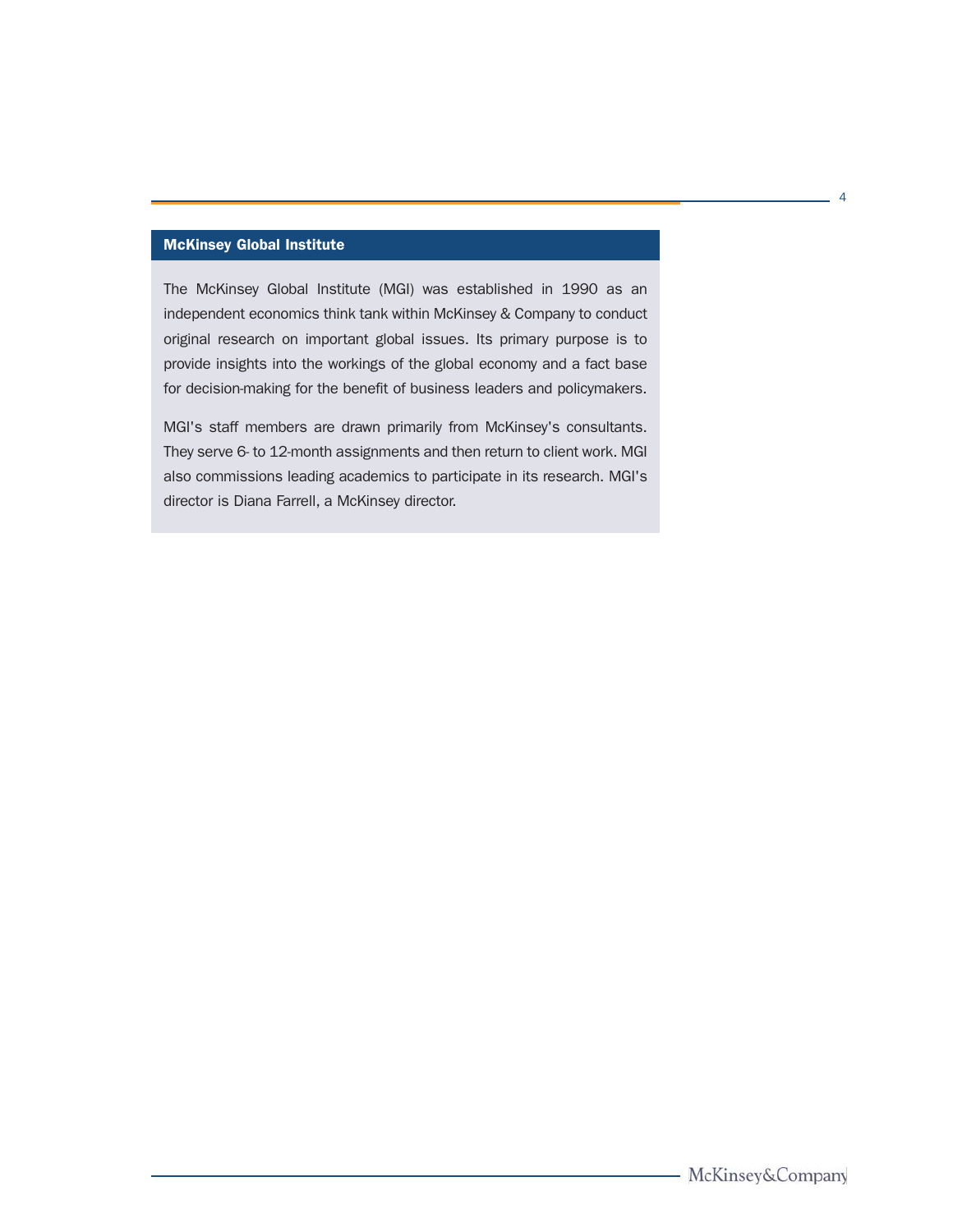## McKinsey Global Institute

The McKinsey Global Institute (MGI) was established in 1990 as an independent economics think tank within McKinsey & Company to conduct original research on important global issues. Its primary purpose is to provide insights into the workings of the global economy and a fact base for decision-making for the benefit of business leaders and policymakers.

MGI's staff members are drawn primarily from McKinsey's consultants. They serve 6- to 12-month assignments and then return to client work. MGI also commissions leading academics to participate in its research. MGI's director is Diana Farrell, a McKinsey director.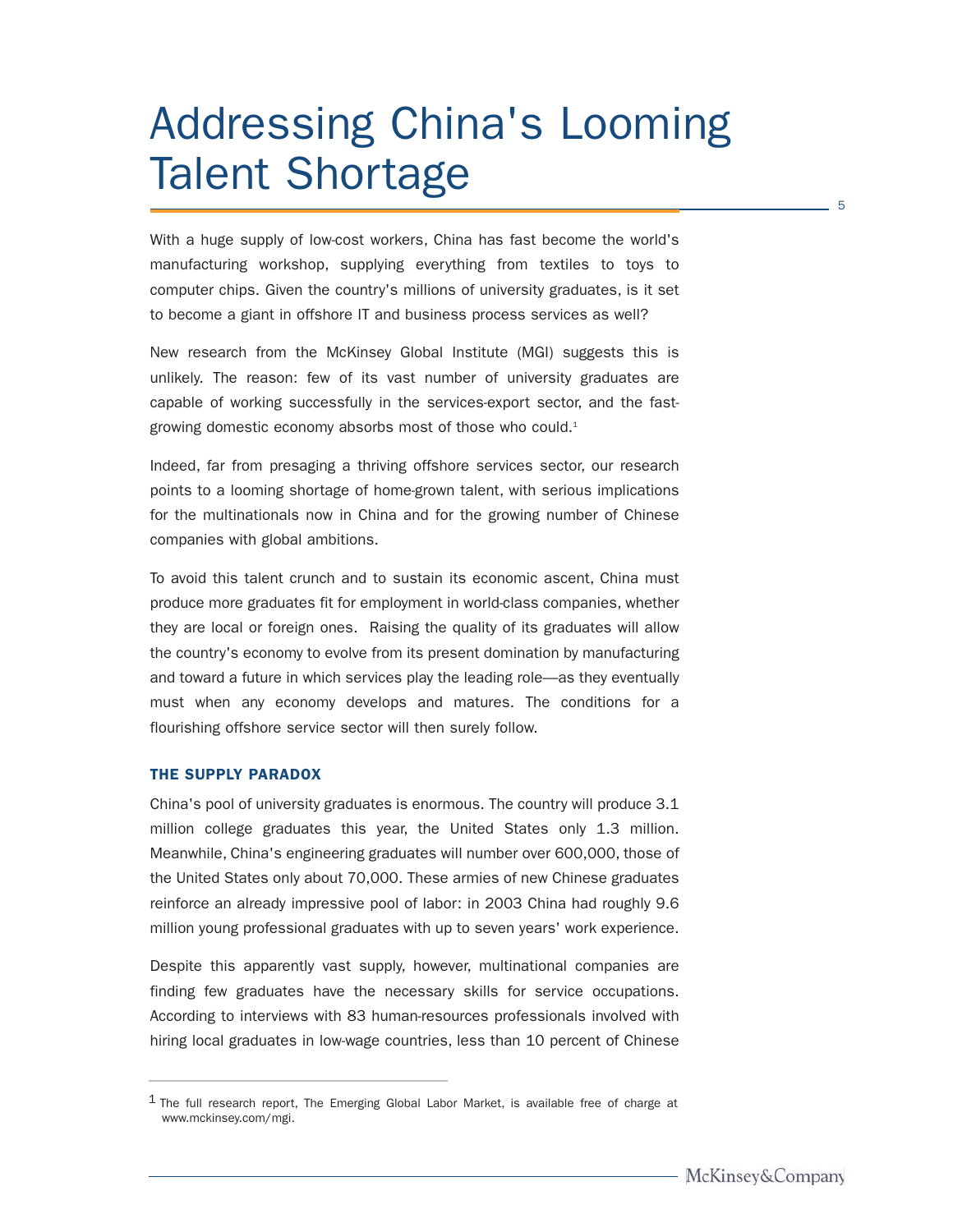# Addressing China's Looming Talent Shortage

With a huge supply of low-cost workers, China has fast become the world's manufacturing workshop, supplying everything from textiles to toys to computer chips. Given the country's millions of university graduates, is it set to become a giant in offshore IT and business process services as well?

New research from the McKinsey Global Institute (MGI) suggests this is unlikely. The reason: few of its vast number of university graduates are capable of working successfully in the services-export sector, and the fast-growing domestic economy absorbs most of those who could.[1]

Indeed, far from presaging a thriving offshore services sector, our research points to a looming shortage of home-grown talent, with serious implications for the multinationals now in China and for the growing number of Chinese companies with global ambitions.

To avoid this talent crunch and to sustain its economic ascent, China must produce more graduates fit for employment in world-class companies, whether they are local or foreign ones. Raising the quality of its graduates will allow the country's economy to evolve from its present domination by manufacturing and toward a future in which services play the leading role—as they eventually must when any economy develops and matures. The conditions for a flourishing offshore service sector will then surely follow.

### THE SUPPLY PARADOX

China's pool of university graduates is enormous. The country will produce 3.1 million college graduates this year, the United States only 1.3 million. Meanwhile, China's engineering graduates will number over 600,000, those of the United States only about 70,000. These armies of new Chinese graduates reinforce an already impressive pool of labor: in 2003 China had roughly 9.6 million young professional graduates with up to seven years' work experience.

Despite this apparently vast supply, however, multinational companies are finding few graduates have the necessary skills for service occupations. According to interviews with 83 human-resources professionals involved with hiring local graduates in low-wage countries, less than 10 percent of Chinese

---

[1] The full research report, The Emerging Global Labor Market, is available free of charge at www.mckinsey.com/mgi.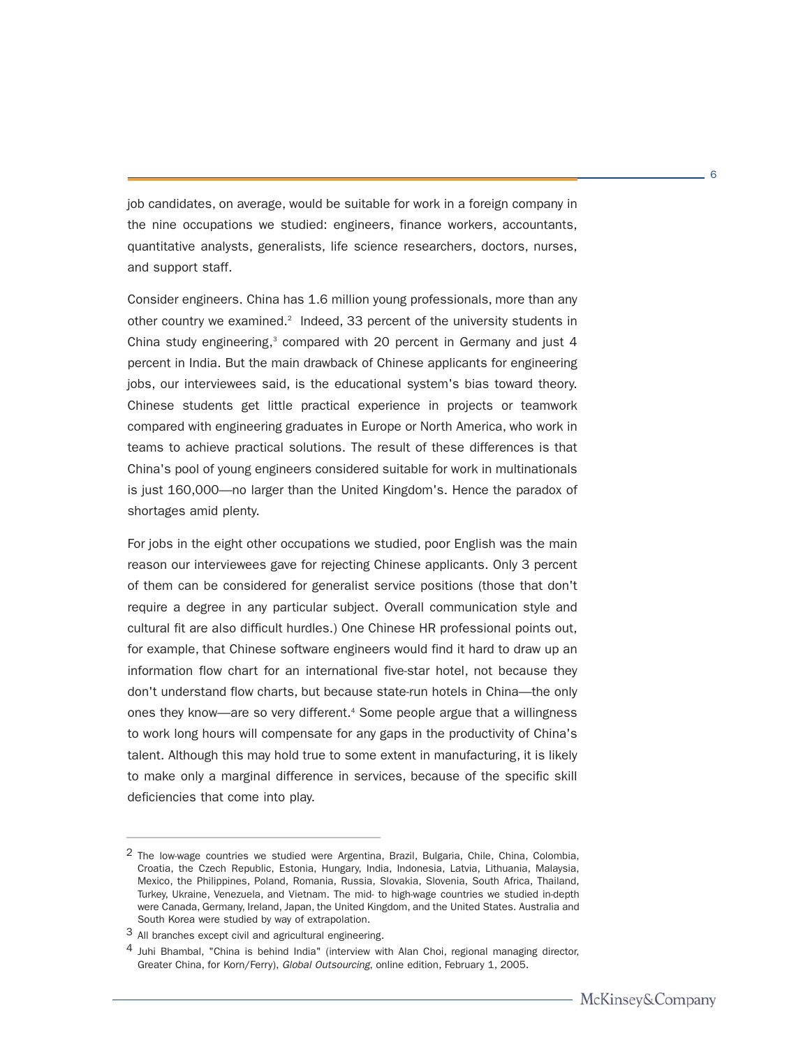job candidates, on average, would be suitable for work in a foreign company in the nine occupations we studied: engineers, finance workers, accountants, quantitative analysts, generalists, life science researchers, doctors, nurses, and support staff.

Consider engineers. China has 1.6 million young professionals, more than any other country we examined.[2] Indeed, 33 percent of the university students in China study engineering,[3] compared with 20 percent in Germany and just 4 percent in India. But the main drawback of Chinese applicants for engineering jobs, our interviewees said, is the educational system's bias toward theory. Chinese students get little practical experience in projects or teamwork compared with engineering graduates in Europe or North America, who work in teams to achieve practical solutions. The result of these differences is that China's pool of young engineers considered suitable for work in multinationals is just 160,000—no larger than the United Kingdom's. Hence the paradox of shortages amid plenty.

For jobs in the eight other occupations we studied, poor English was the main reason our interviewees gave for rejecting Chinese applicants. Only 3 percent of them can be considered for generalist service positions (those that don't require a degree in any particular subject. Overall communication style and cultural fit are also difficult hurdles.) One Chinese HR professional points out, for example, that Chinese software engineers would find it hard to draw up an information flow chart for an international five-star hotel, not because they don't understand flow charts, but because state-run hotels in China—the only ones they know—are so very different.[4] Some people argue that a willingness to work long hours will compensate for any gaps in the productivity of China's talent. Although this may hold true to some extent in manufacturing, it is likely to make only a marginal difference in services, because of the specific skill deficiencies that come into play.

---

2 The low-wage countries we studied were Argentina, Brazil, Bulgaria, Chile, China, Colombia, Croatia, the Czech Republic, Estonia, Hungary, India, Indonesia, Latvia, Lithuania, Malaysia, Mexico, the Philippines, Poland, Romania, Russia, Slovakia, Slovenia, South Africa, Thailand, Turkey, Ukraine, Venezuela, and Vietnam. The mid- to high-wage countries we studied in-depth were Canada, Germany, Ireland, Japan, the United Kingdom, and the United States. Australia and South Korea were studied by way of extrapolation.

3 All branches except civil and agricultural engineering.

4 Juhi Bhambal, "China is behind India" (interview with Alan Choi, regional managing director, Greater China, for Korn/Ferry), *Global Outsourcing*, online edition, February 1, 2005.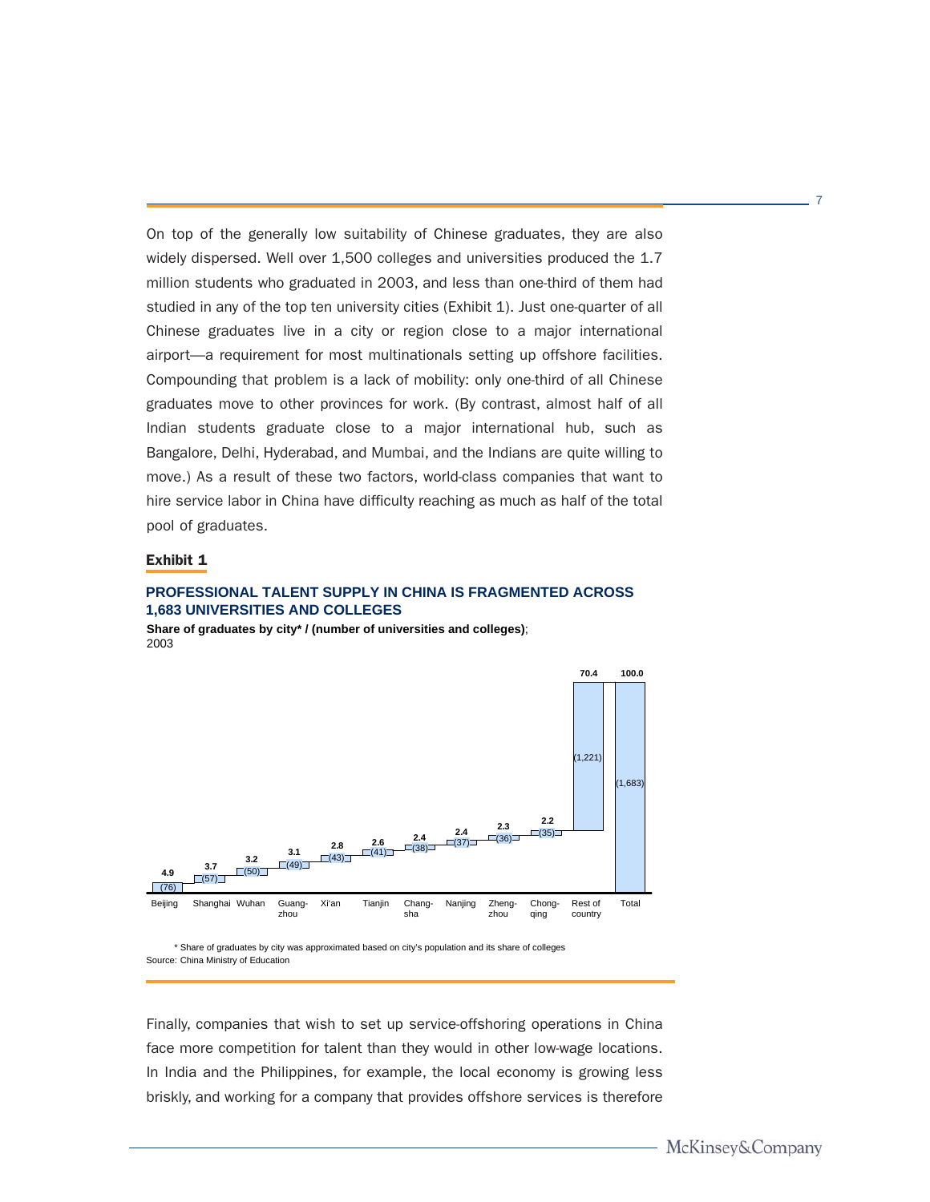On top of the generally low suitability of Chinese graduates, they are also widely dispersed. Well over 1,500 colleges and universities produced the 1.7 million students who graduated in 2003, and less than one-third of them had studied in any of the top ten university cities (Exhibit 1). Just one-quarter of all Chinese graduates live in a city or region close to a major international airport—a requirement for most multinationals setting up offshore facilities. Compounding that problem is a lack of mobility: only one-third of all Chinese graduates move to other provinces for work. (By contrast, almost half of all Indian students graduate close to a major international hub, such as Bangalore, Delhi, Hyderabad, and Mumbai, and the Indians are quite willing to move.) As a result of these two factors, world-class companies that want to hire service labor in China have difficulty reaching as much as half of the total pool of graduates.

**Exhibit 1**

**PROFESSIONAL TALENT SUPPLY IN CHINA IS FRAGMENTED ACROSS 1,683 UNIVERSITIES AND COLLEGES**

**Share of graduates by city* / (number of universities and colleges)**; 2003

| City | Share of graduates | (Number of universities and colleges) |
|---|---|---|
| Beijing | 4.9 | (76) |
| Shanghai | 3.7 | (57) |
| Wuhan | 3.2 | (50) |
| Guangzhou | 3.1 | (49) |
| Xi'an | 2.8 | (43) |
| Tianjin | 2.6 | (41) |
| Changsha | 2.4 | (38) |
| Nanjing | 2.4 | (37) |
| Zhengzhou | 2.3 | (36) |
| Chongqing | 2.2 | (35) |
| Rest of country | 70.4 | (1,221) |
| Total | 100.0 | (1,683) |

\* Share of graduates by city was approximated based on city's population and its share of colleges
Source: China Ministry of Education

Finally, companies that wish to set up service-offshoring operations in China face more competition for talent than they would in other low-wage locations. In India and the Philippines, for example, the local economy is growing less briskly, and working for a company that provides offshore services is therefore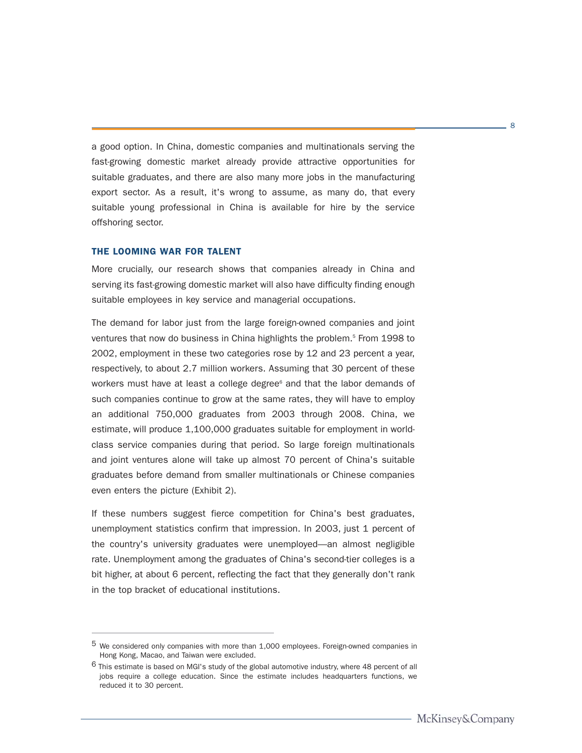a good option. In China, domestic companies and multinationals serving the fast-growing domestic market already provide attractive opportunities for suitable graduates, and there are also many more jobs in the manufacturing export sector. As a result, it's wrong to assume, as many do, that every suitable young professional in China is available for hire by the service offshoring sector.

## THE LOOMING WAR FOR TALENT

More crucially, our research shows that companies already in China and serving its fast-growing domestic market will also have difficulty finding enough suitable employees in key service and managerial occupations.

The demand for labor just from the large foreign-owned companies and joint ventures that now do business in China highlights the problem.[5] From 1998 to 2002, employment in these two categories rose by 12 and 23 percent a year, respectively, to about 2.7 million workers. Assuming that 30 percent of these workers must have at least a college degree[6] and that the labor demands of such companies continue to grow at the same rates, they will have to employ an additional 750,000 graduates from 2003 through 2008. China, we estimate, will produce 1,100,000 graduates suitable for employment in world-class service companies during that period. So large foreign multinationals and joint ventures alone will take up almost 70 percent of China's suitable graduates before demand from smaller multinationals or Chinese companies even enters the picture (Exhibit 2).

If these numbers suggest fierce competition for China's best graduates, unemployment statistics confirm that impression. In 2003, just 1 percent of the country's university graduates were unemployed—an almost negligible rate. Unemployment among the graduates of China's second-tier colleges is a bit higher, at about 6 percent, reflecting the fact that they generally don't rank in the top bracket of educational institutions.

---

5 We considered only companies with more than 1,000 employees. Foreign-owned companies in Hong Kong, Macao, and Taiwan were excluded.

6 This estimate is based on MGI's study of the global automotive industry, where 48 percent of all jobs require a college education. Since the estimate includes headquarters functions, we reduced it to 30 percent.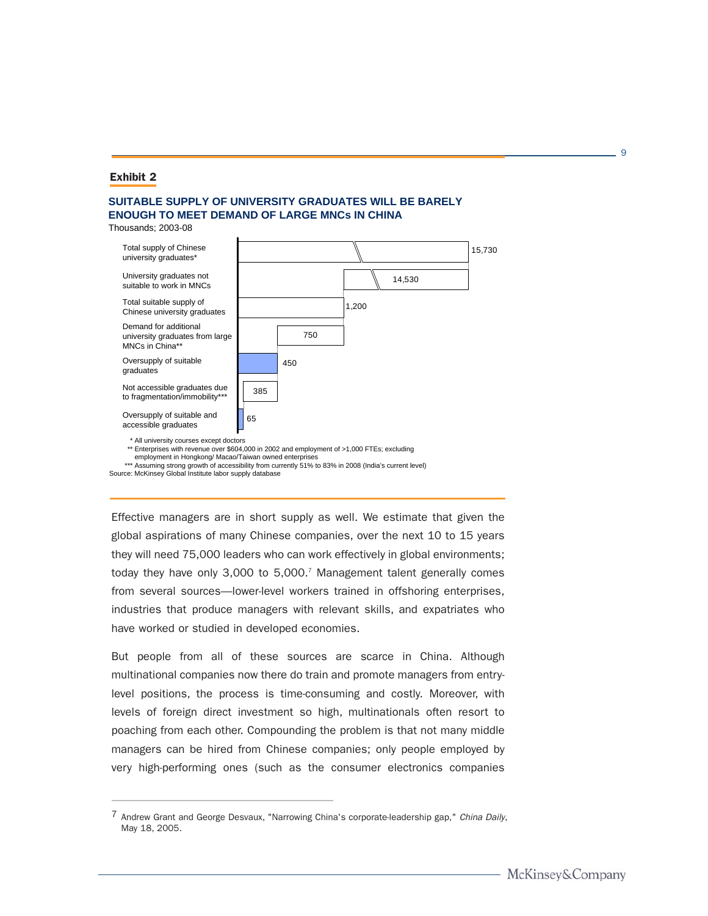**Exhibit 2**

**SUITABLE SUPPLY OF UNIVERSITY GRADUATES WILL BE BARELY ENOUGH TO MEET DEMAND OF LARGE MNCs IN CHINA**

Thousands; 2003-08

| Category | Thousands |
|---|---|
| Total supply of Chinese university graduates* | 15,730 |
| University graduates not suitable to work in MNCs | 14,530 |
| Total suitable supply of Chinese university graduates | 1,200 |
| Demand for additional university graduates from large MNCs in China** | 750 |
| Oversupply of suitable graduates | 450 |
| Not accessible graduates due to fragmentation/immobility*** | 385 |
| Oversupply of suitable and accessible graduates | 65 |

\* All university courses except doctors

\*\* Enterprises with revenue over $604,000 in 2002 and employment of >1,000 FTEs; excluding employment in Hongkong/ Macao/Taiwan owned enterprises

\*\*\* Assuming strong growth of accessibility from currently 51% to 83% in 2008 (India's current level)

Source: McKinsey Global Institute labor supply database

Effective managers are in short supply as well. We estimate that given the global aspirations of many Chinese companies, over the next 10 to 15 years they will need 75,000 leaders who can work effectively in global environments; today they have only 3,000 to 5,000.[7] Management talent generally comes from several sources—lower-level workers trained in offshoring enterprises, industries that produce managers with relevant skills, and expatriates who have worked or studied in developed economies.

But people from all of these sources are scarce in China. Although multinational companies now there do train and promote managers from entry-level positions, the process is time-consuming and costly. Moreover, with levels of foreign direct investment so high, multinationals often resort to poaching from each other. Compounding the problem is that not many middle managers can be hired from Chinese companies; only people employed by very high-performing ones (such as the consumer electronics companies

---

[7] Andrew Grant and George Desvaux, "Narrowing China's corporate-leadership gap," *China Daily*, May 18, 2005.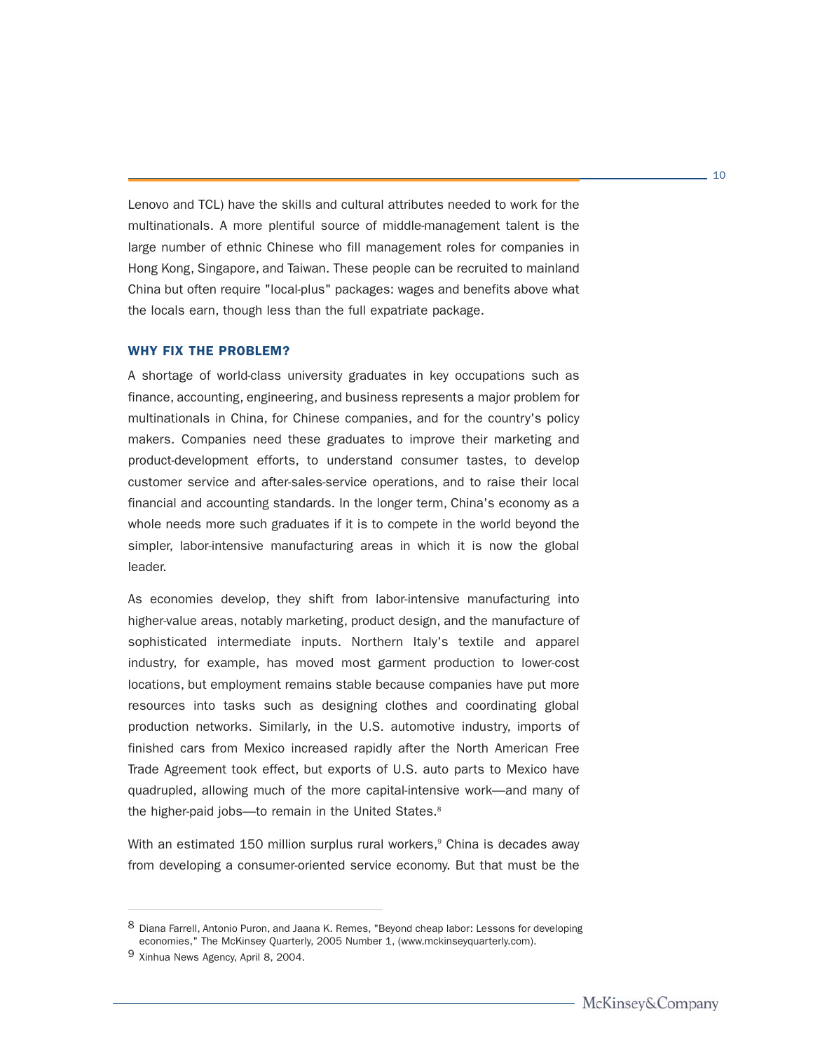Lenovo and TCL) have the skills and cultural attributes needed to work for the multinationals. A more plentiful source of middle-management talent is the large number of ethnic Chinese who fill management roles for companies in Hong Kong, Singapore, and Taiwan. These people can be recruited to mainland China but often require "local-plus" packages: wages and benefits above what the locals earn, though less than the full expatriate package.

### WHY FIX THE PROBLEM?

A shortage of world-class university graduates in key occupations such as finance, accounting, engineering, and business represents a major problem for multinationals in China, for Chinese companies, and for the country's policy makers. Companies need these graduates to improve their marketing and product-development efforts, to understand consumer tastes, to develop customer service and after-sales-service operations, and to raise their local financial and accounting standards. In the longer term, China's economy as a whole needs more such graduates if it is to compete in the world beyond the simpler, labor-intensive manufacturing areas in which it is now the global leader.

As economies develop, they shift from labor-intensive manufacturing into higher-value areas, notably marketing, product design, and the manufacture of sophisticated intermediate inputs. Northern Italy's textile and apparel industry, for example, has moved most garment production to lower-cost locations, but employment remains stable because companies have put more resources into tasks such as designing clothes and coordinating global production networks. Similarly, in the U.S. automotive industry, imports of finished cars from Mexico increased rapidly after the North American Free Trade Agreement took effect, but exports of U.S. auto parts to Mexico have quadrupled, allowing much of the more capital-intensive work—and many of the higher-paid jobs—to remain in the United States.[8]

With an estimated 150 million surplus rural workers,[9] China is decades away from developing a consumer-oriented service economy. But that must be the

---

8 Diana Farrell, Antonio Puron, and Jaana K. Remes, "Beyond cheap labor: Lessons for developing economies," The McKinsey Quarterly, 2005 Number 1, (www.mckinseyquarterly.com).

9 Xinhua News Agency, April 8, 2004.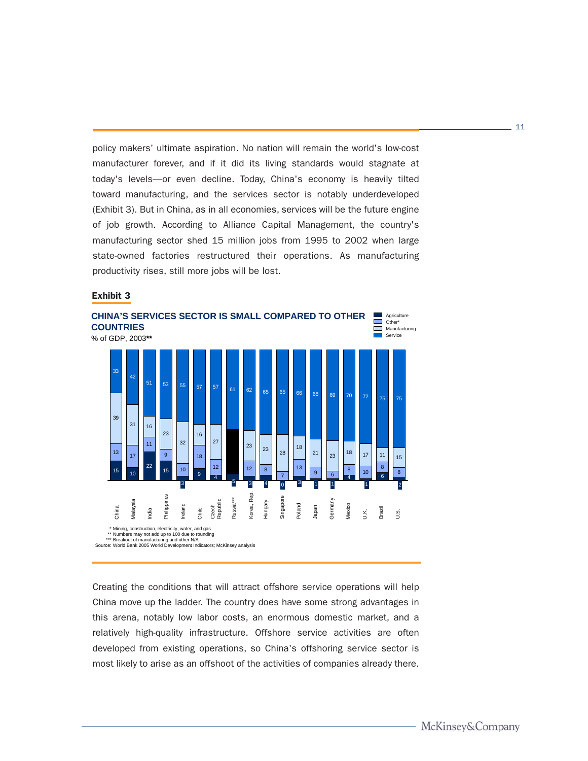policy makers' ultimate aspiration. No nation will remain the world's low-cost manufacturer forever, and if it did its living standards would stagnate at today's levels—or even decline. Today, China's economy is heavily tilted toward manufacturing, and the services sector is notably underdeveloped (Exhibit 3). But in China, as in all economies, services will be the future engine of job growth. According to Alliance Capital Management, the country's manufacturing sector shed 15 million jobs from 1995 to 2002 when large state-owned factories restructured their operations. As manufacturing productivity rises, still more jobs will be lost.

**Exhibit 3**

**CHINA'S SERVICES SECTOR IS SMALL COMPARED TO OTHER COUNTRIES**

% of GDP, 2003**

| Country | Service | Manufacturing | Other* | Agriculture |
|---|---|---|---|---|
| China | 33 | 39 | 13 | 15 |
| Malaysia | 42 | 31 | 17 | 10 |
| India | 51 | 16 | 11 | 22 |
| Philippines | 53 | 23 | 9 | 15 |
| Ireland | 55 | 32 | 10 | 3 |
| Chile | 57 | 16 | 18 | 9 |
| Czech Republic | 57 | 27 | 12 | 4 |
| Russia*** | 61 | | | 5 |
| Korea, Rep. | 62 | 23 | 12 | 3 |
| Hungary | 65 | 23 | 8 | 4 |
| Singapore | 65 | 28 | 7 | 0 |
| Poland | 66 | 18 | 13 | 3 |
| Japan | 68 | 21 | 9 | 1 |
| Germany | 69 | 23 | 6 | 1 |
| Mexico | 70 | 18 | 8 | 4 |
| U.K. | 72 | 17 | 10 | 1 |
| Brazil | 75 | 11 | 8 | 6 |
| U.S. | 75 | 15 | 8 | 2 |

\* Mining, construction, electricity, water, and gas
** Numbers may not add up to 100 due to rounding
*** Breakout of manufacturing and other N/A
Source: World Bank 2005 World Development Indicators; McKinsey analysis

Creating the conditions that will attract offshore service operations will help China move up the ladder. The country does have some strong advantages in this arena, notably low labor costs, an enormous domestic market, and a relatively high-quality infrastructure. Offshore service activities are often developed from existing operations, so China's offshoring service sector is most likely to arise as an offshoot of the activities of companies already there.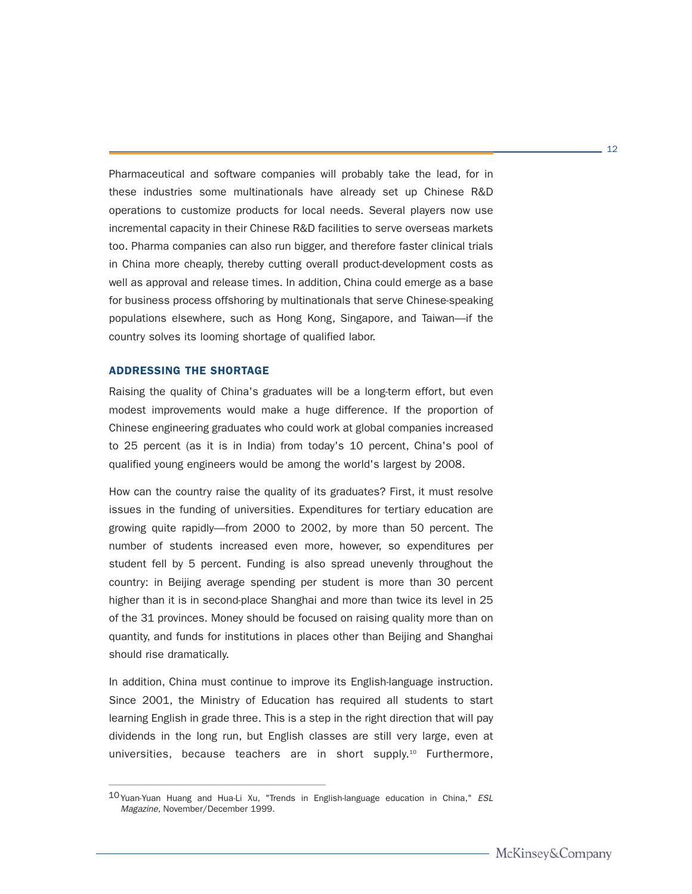Pharmaceutical and software companies will probably take the lead, for in these industries some multinationals have already set up Chinese R&D operations to customize products for local needs. Several players now use incremental capacity in their Chinese R&D facilities to serve overseas markets too. Pharma companies can also run bigger, and therefore faster clinical trials in China more cheaply, thereby cutting overall product-development costs as well as approval and release times. In addition, China could emerge as a base for business process offshoring by multinationals that serve Chinese-speaking populations elsewhere, such as Hong Kong, Singapore, and Taiwan—if the country solves its looming shortage of qualified labor.

## ADDRESSING THE SHORTAGE

Raising the quality of China's graduates will be a long-term effort, but even modest improvements would make a huge difference. If the proportion of Chinese engineering graduates who could work at global companies increased to 25 percent (as it is in India) from today's 10 percent, China's pool of qualified young engineers would be among the world's largest by 2008.

How can the country raise the quality of its graduates? First, it must resolve issues in the funding of universities. Expenditures for tertiary education are growing quite rapidly—from 2000 to 2002, by more than 50 percent. The number of students increased even more, however, so expenditures per student fell by 5 percent. Funding is also spread unevenly throughout the country: in Beijing average spending per student is more than 30 percent higher than it is in second-place Shanghai and more than twice its level in 25 of the 31 provinces. Money should be focused on raising quality more than on quantity, and funds for institutions in places other than Beijing and Shanghai should rise dramatically.

In addition, China must continue to improve its English-language instruction. Since 2001, the Ministry of Education has required all students to start learning English in grade three. This is a step in the right direction that will pay dividends in the long run, but English classes are still very large, even at universities, because teachers are in short supply.[10] Furthermore,

---

[10] Yuan-Yuan Huang and Hua-Li Xu, "Trends in English-language education in China," *ESL Magazine*, November/December 1999.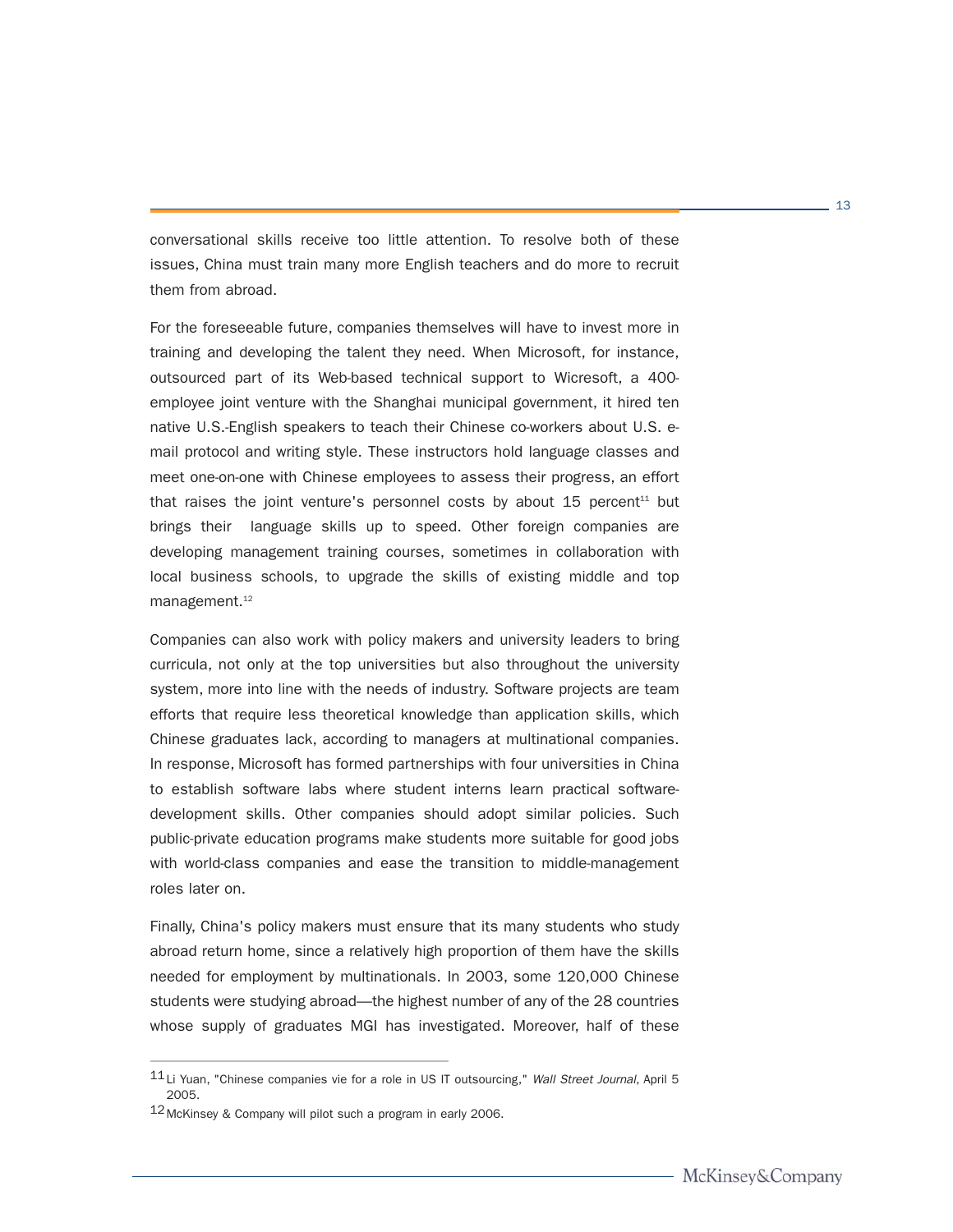conversational skills receive too little attention. To resolve both of these issues, China must train many more English teachers and do more to recruit them from abroad.

For the foreseeable future, companies themselves will have to invest more in training and developing the talent they need. When Microsoft, for instance, outsourced part of its Web-based technical support to Wicresoft, a 400-employee joint venture with the Shanghai municipal government, it hired ten native U.S.-English speakers to teach their Chinese co-workers about U.S. e-mail protocol and writing style. These instructors hold language classes and meet one-on-one with Chinese employees to assess their progress, an effort that raises the joint venture's personnel costs by about 15 percent[11] but brings their language skills up to speed. Other foreign companies are developing management training courses, sometimes in collaboration with local business schools, to upgrade the skills of existing middle and top management.[12]

Companies can also work with policy makers and university leaders to bring curricula, not only at the top universities but also throughout the university system, more into line with the needs of industry. Software projects are team efforts that require less theoretical knowledge than application skills, which Chinese graduates lack, according to managers at multinational companies. In response, Microsoft has formed partnerships with four universities in China to establish software labs where student interns learn practical software-development skills. Other companies should adopt similar policies. Such public-private education programs make students more suitable for good jobs with world-class companies and ease the transition to middle-management roles later on.

Finally, China's policy makers must ensure that its many students who study abroad return home, since a relatively high proportion of them have the skills needed for employment by multinationals. In 2003, some 120,000 Chinese students were studying abroad—the highest number of any of the 28 countries whose supply of graduates MGI has investigated. Moreover, half of these

---

11 Li Yuan, "Chinese companies vie for a role in US IT outsourcing," *Wall Street Journal*, April 5 2005.

12 McKinsey & Company will pilot such a program in early 2006.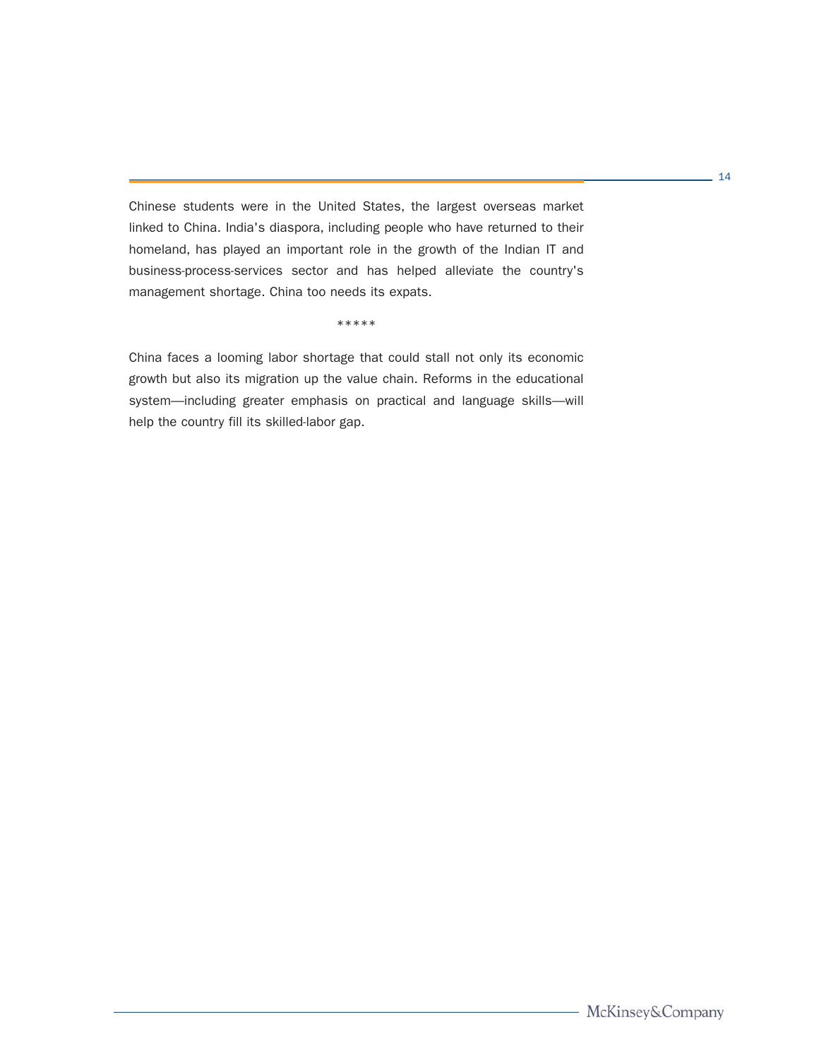Chinese students were in the United States, the largest overseas market linked to China. India's diaspora, including people who have returned to their homeland, has played an important role in the growth of the Indian IT and business-process-services sector and has helped alleviate the country's management shortage. China too needs its expats.

*****

China faces a looming labor shortage that could stall not only its economic growth but also its migration up the value chain. Reforms in the educational system—including greater emphasis on practical and language skills—will help the country fill its skilled-labor gap.